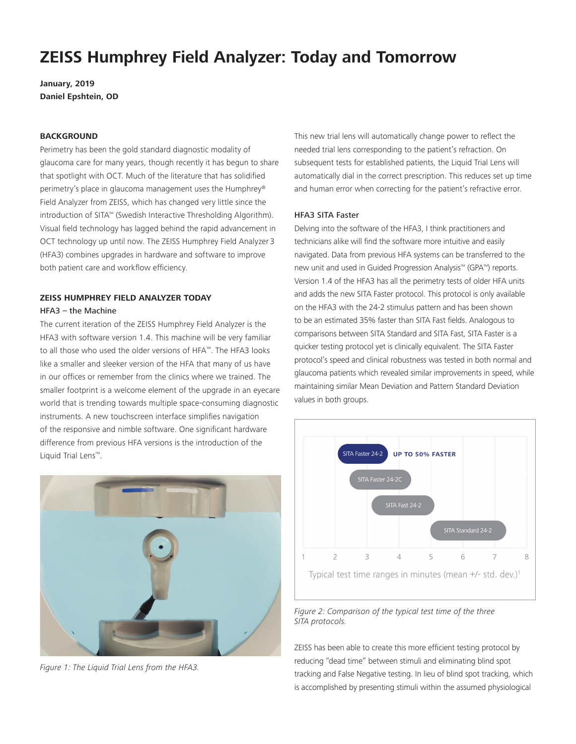# ZEISS Humphrey Field Analyzer: Today and Tomorrow

**January, 2019**
**Daniel Epshtein, OD**

**BACKGROUND**

Perimetry has been the gold standard diagnostic modality of glaucoma care for many years, though recently it has begun to share that spotlight with OCT. Much of the literature that has solidified perimetry's place in glaucoma management uses the Humphrey® Field Analyzer from ZEISS, which has changed very little since the introduction of SITA™ (Swedish Interactive Thresholding Algorithm). Visual field technology has lagged behind the rapid advancement in OCT technology up until now. The ZEISS Humphrey Field Analyzer 3 (HFA3) combines upgrades in hardware and software to improve both patient care and workflow efficiency.

**ZEISS HUMPHREY FIELD ANALYZER TODAY**

**HFA3 – the Machine**

The current iteration of the ZEISS Humphrey Field Analyzer is the HFA3 with software version 1.4. This machine will be very familiar to all those who used the older versions of HFA™. The HFA3 looks like a smaller and sleeker version of the HFA that many of us have in our offices or remember from the clinics where we trained. The smaller footprint is a welcome element of the upgrade in an eyecare world that is trending towards multiple space-consuming diagnostic instruments. A new touchscreen interface simplifies navigation of the responsive and nimble software. One significant hardware difference from previous HFA versions is the introduction of the Liquid Trial Lens™.

*Figure 1: The Liquid Trial Lens from the HFA3.*

This new trial lens will automatically change power to reflect the needed trial lens corresponding to the patient's refraction. On subsequent tests for established patients, the Liquid Trial Lens will automatically dial in the correct prescription. This reduces set up time and human error when correcting for the patient's refractive error.

**HFA3 SITA Faster**

Delving into the software of the HFA3, I think practitioners and technicians alike will find the software more intuitive and easily navigated. Data from previous HFA systems can be transferred to the new unit and used in Guided Progression Analysis™ (GPA™) reports. Version 1.4 of the HFA3 has all the perimetry tests of older HFA units and adds the new SITA Faster protocol. This protocol is only available on the HFA3 with the 24-2 stimulus pattern and has been shown to be an estimated 35% faster than SITA Fast fields. Analogous to comparisons between SITA Standard and SITA Fast, SITA Faster is a quicker testing protocol yet is clinically equivalent. The SITA Faster protocol's speed and clinical robustness was tested in both normal and glaucoma patients which revealed similar improvements in speed, while maintaining similar Mean Deviation and Pattern Standard Deviation values in both groups.

SITA Faster 24-2 — UP TO 50% FASTER
SITA Faster 24-2C
SITA Fast 24-2
SITA Standard 24-2

Typical test time ranges in minutes (mean +/- std. dev.)[1]

*Figure 2: Comparison of the typical test time of the three SITA protocols.*

ZEISS has been able to create this more efficient testing protocol by reducing "dead time" between stimuli and eliminating blind spot tracking and False Negative testing. In lieu of blind spot tracking, which is accomplished by presenting stimuli within the assumed physiological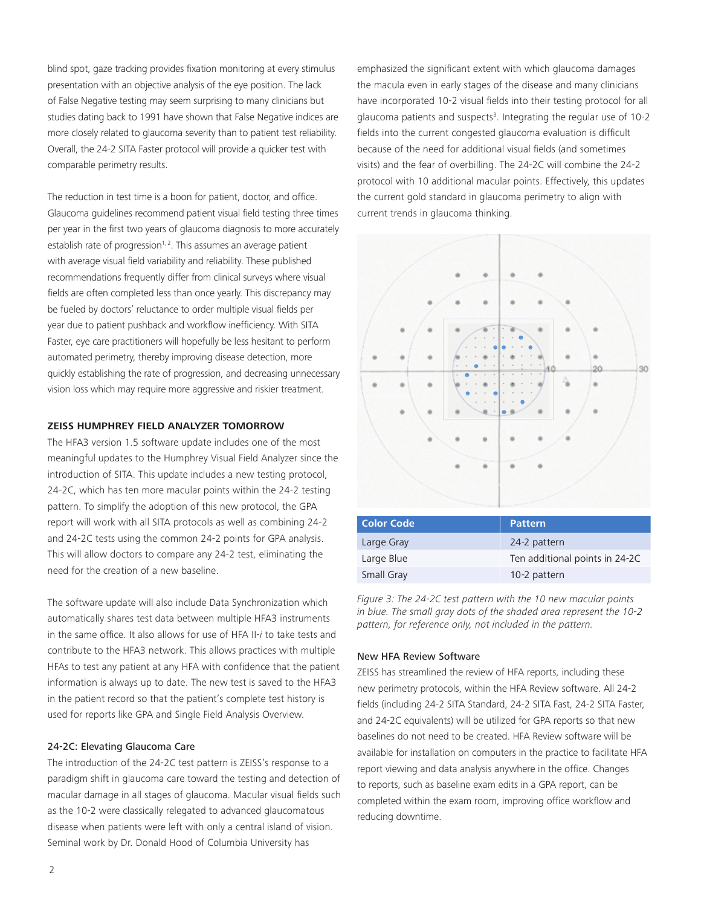blind spot, gaze tracking provides fixation monitoring at every stimulus presentation with an objective analysis of the eye position. The lack of False Negative testing may seem surprising to many clinicians but studies dating back to 1991 have shown that False Negative indices are more closely related to glaucoma severity than to patient test reliability. Overall, the 24-2 SITA Faster protocol will provide a quicker test with comparable perimetry results.

The reduction in test time is a boon for patient, doctor, and office. Glaucoma guidelines recommend patient visual field testing three times per year in the first two years of glaucoma diagnosis to more accurately establish rate of progression[1,2]. This assumes an average patient with average visual field variability and reliability. These published recommendations frequently differ from clinical surveys where visual fields are often completed less than once yearly. This discrepancy may be fueled by doctors' reluctance to order multiple visual fields per year due to patient pushback and workflow inefficiency. With SITA Faster, eye care practitioners will hopefully be less hesitant to perform automated perimetry, thereby improving disease detection, more quickly establishing the rate of progression, and decreasing unnecessary vision loss which may require more aggressive and riskier treatment.

### ZEISS HUMPHREY FIELD ANALYZER TOMORROW

The HFA3 version 1.5 software update includes one of the most meaningful updates to the Humphrey Visual Field Analyzer since the introduction of SITA. This update includes a new testing protocol, 24-2C, which has ten more macular points within the 24-2 testing pattern. To simplify the adoption of this new protocol, the GPA report will work with all SITA protocols as well as combining 24-2 and 24-2C tests using the common 24-2 points for GPA analysis. This will allow doctors to compare any 24-2 test, eliminating the need for the creation of a new baseline.

The software update will also include Data Synchronization which automatically shares test data between multiple HFA3 instruments in the same office. It also allows for use of HFA II-*i* to take tests and contribute to the HFA3 network. This allows practices with multiple HFAs to test any patient at any HFA with confidence that the patient information is always up to date. The new test is saved to the HFA3 in the patient record so that the patient's complete test history is used for reports like GPA and Single Field Analysis Overview.

#### 24-2C: Elevating Glaucoma Care

The introduction of the 24-2C test pattern is ZEISS's response to a paradigm shift in glaucoma care toward the testing and detection of macular damage in all stages of glaucoma. Macular visual fields such as the 10-2 were classically relegated to advanced glaucomatous disease when patients were left with only a central island of vision. Seminal work by Dr. Donald Hood of Columbia University has emphasized the significant extent with which glaucoma damages the macula even in early stages of the disease and many clinicians have incorporated 10-2 visual fields into their testing protocol for all glaucoma patients and suspects[3]. Integrating the regular use of 10-2 fields into the current congested glaucoma evaluation is difficult because of the need for additional visual fields (and sometimes visits) and the fear of overbilling. The 24-2C will combine the 24-2 protocol with 10 additional macular points. Effectively, this updates the current gold standard in glaucoma perimetry to align with current trends in glaucoma thinking.

| Color Code | Pattern |
| --- | --- |
| Large Gray | 24-2 pattern |
| Large Blue | Ten additional points in 24-2C |
| Small Gray | 10-2 pattern |

*Figure 3: The 24-2C test pattern with the 10 new macular points in blue. The small gray dots of the shaded area represent the 10-2 pattern, for reference only, not included in the pattern.*

#### New HFA Review Software

ZEISS has streamlined the review of HFA reports, including these new perimetry protocols, within the HFA Review software. All 24-2 fields (including 24-2 SITA Standard, 24-2 SITA Fast, 24-2 SITA Faster, and 24-2C equivalents) will be utilized for GPA reports so that new baselines do not need to be created. HFA Review software will be available for installation on computers in the practice to facilitate HFA report viewing and data analysis anywhere in the office. Changes to reports, such as baseline exam edits in a GPA report, can be completed within the exam room, improving office workflow and reducing downtime.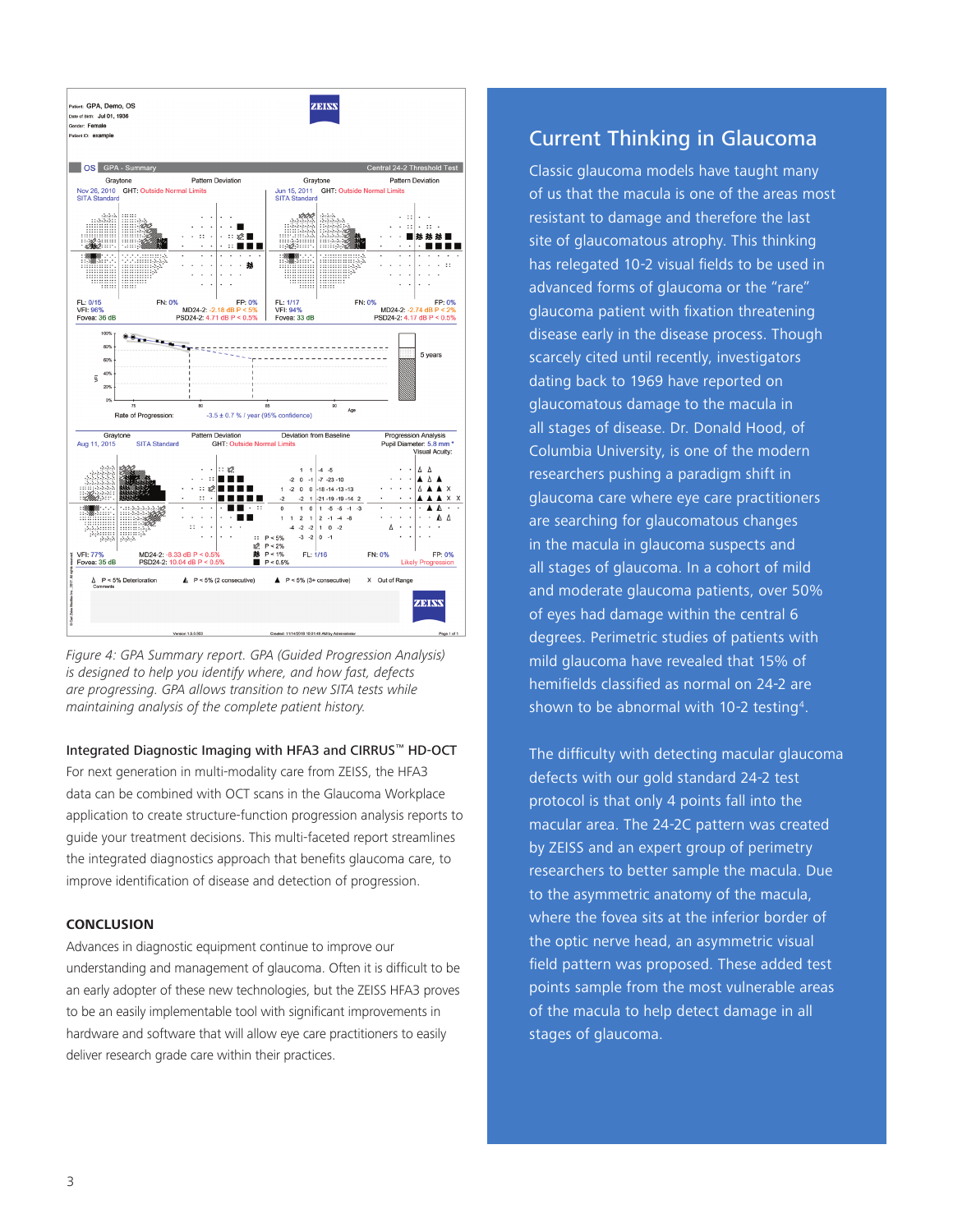*Figure 4: GPA Summary report. GPA (Guided Progression Analysis) is designed to help you identify where, and how fast, defects are progressing. GPA allows transition to new SITA tests while maintaining analysis of the complete patient history.*

### Integrated Diagnostic Imaging with HFA3 and CIRRUS™ HD-OCT

For next generation in multi-modality care from ZEISS, the HFA3 data can be combined with OCT scans in the Glaucoma Workplace application to create structure-function progression analysis reports to guide your treatment decisions. This multi-faceted report streamlines the integrated diagnostics approach that benefits glaucoma care, to improve identification of disease and detection of progression.

### CONCLUSION

Advances in diagnostic equipment continue to improve our understanding and management of glaucoma. Often it is difficult to be an early adopter of these new technologies, but the ZEISS HFA3 proves to be an easily implementable tool with significant improvements in hardware and software that will allow eye care practitioners to easily deliver research grade care within their practices.

## Current Thinking in Glaucoma

Classic glaucoma models have taught many of us that the macula is one of the areas most resistant to damage and therefore the last site of glaucomatous atrophy. This thinking has relegated 10-2 visual fields to be used in advanced forms of glaucoma or the "rare" glaucoma patient with fixation threatening disease early in the disease process. Though scarcely cited until recently, investigators dating back to 1969 have reported on glaucomatous damage to the macula in all stages of disease. Dr. Donald Hood, of Columbia University, is one of the modern researchers pushing a paradigm shift in glaucoma care where eye care practitioners are searching for glaucomatous changes in the macula in glaucoma suspects and all stages of glaucoma. In a cohort of mild and moderate glaucoma patients, over 50% of eyes had damage within the central 6 degrees. Perimetric studies of patients with mild glaucoma have revealed that 15% of hemifields classified as normal on 24-2 are shown to be abnormal with 10-2 testing[4].

The difficulty with detecting macular glaucoma defects with our gold standard 24-2 test protocol is that only 4 points fall into the macular area. The 24-2C pattern was created by ZEISS and an expert group of perimetry researchers to better sample the macula. Due to the asymmetric anatomy of the macula, where the fovea sits at the inferior border of the optic nerve head, an asymmetric visual field pattern was proposed. These added test points sample from the most vulnerable areas of the macula to help detect damage in all stages of glaucoma.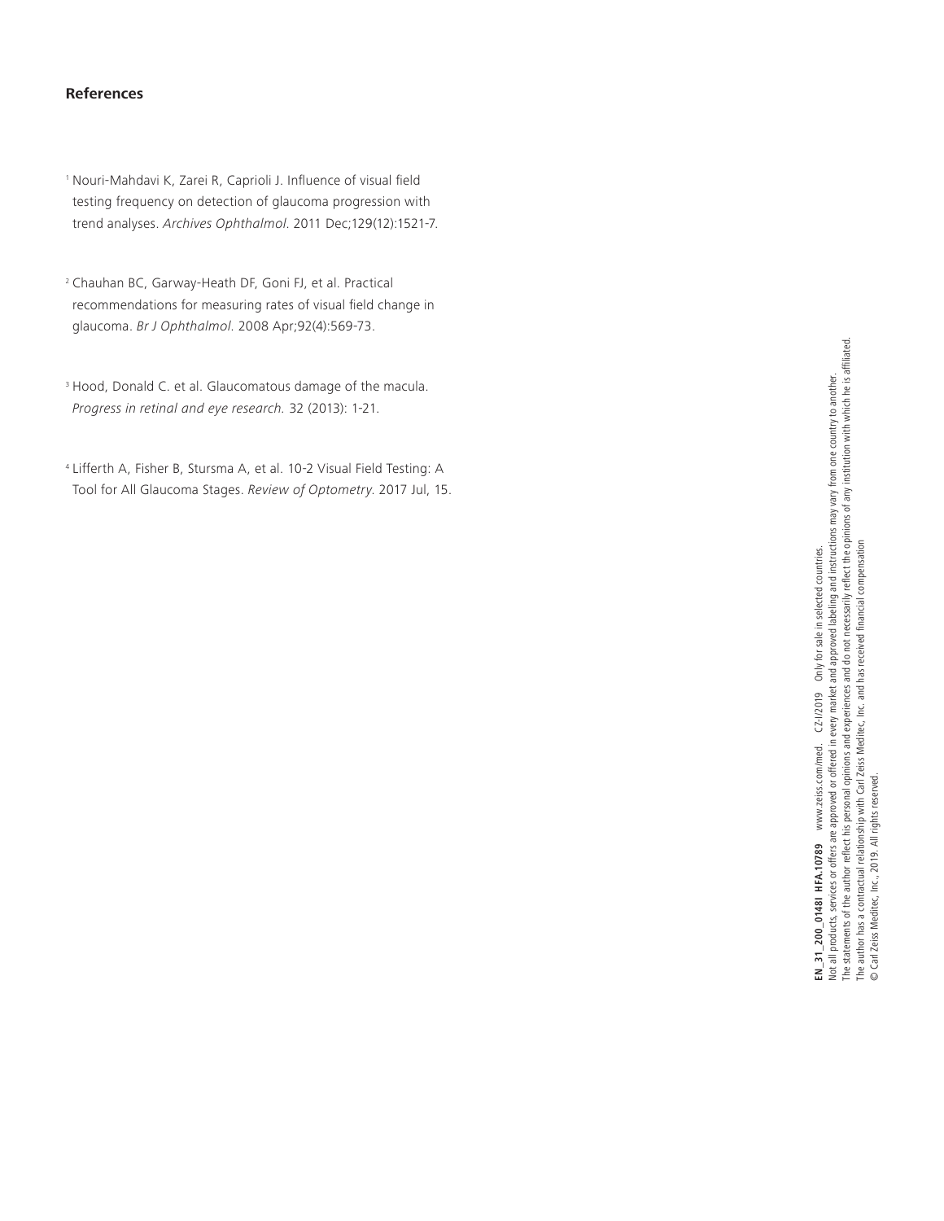## References

[1] Nouri-Mahdavi K, Zarei R, Caprioli J. Influence of visual field testing frequency on detection of glaucoma progression with trend analyses. *Archives Ophthalmol*. 2011 Dec;129(12):1521-7.

[2] Chauhan BC, Garway-Heath DF, Goni FJ, et al. Practical recommendations for measuring rates of visual field change in glaucoma. *Br J Ophthalmol.* 2008 Apr;92(4):569-73.

[3] Hood, Donald C. et al. Glaucomatous damage of the macula. *Progress in retinal and eye research.* 32 (2013): 1-21.

[4] Lifferth A, Fisher B, Stursma A, et al. 10-2 Visual Field Testing: A Tool for All Glaucoma Stages. *Review of Optometry*. 2017 Jul, 15.

**EN_31_200_0148I HFA.10789** www.zeiss.com/med. CZ-I/2019 Only for sale in selected countries.
Not all products, services or offers are approved or offered in every market and approved labeling and instructions may vary from one country to another.
The statements of the author reflect his personal opinions and experiences and do not necessarily reflect the opinions of any institution with which he is affiliated.
The author has a contractual relationship with Carl Zeiss Meditec, Inc. and has received financial compensation
© Carl Zeiss Meditec, Inc., 2019. All rights reserved.